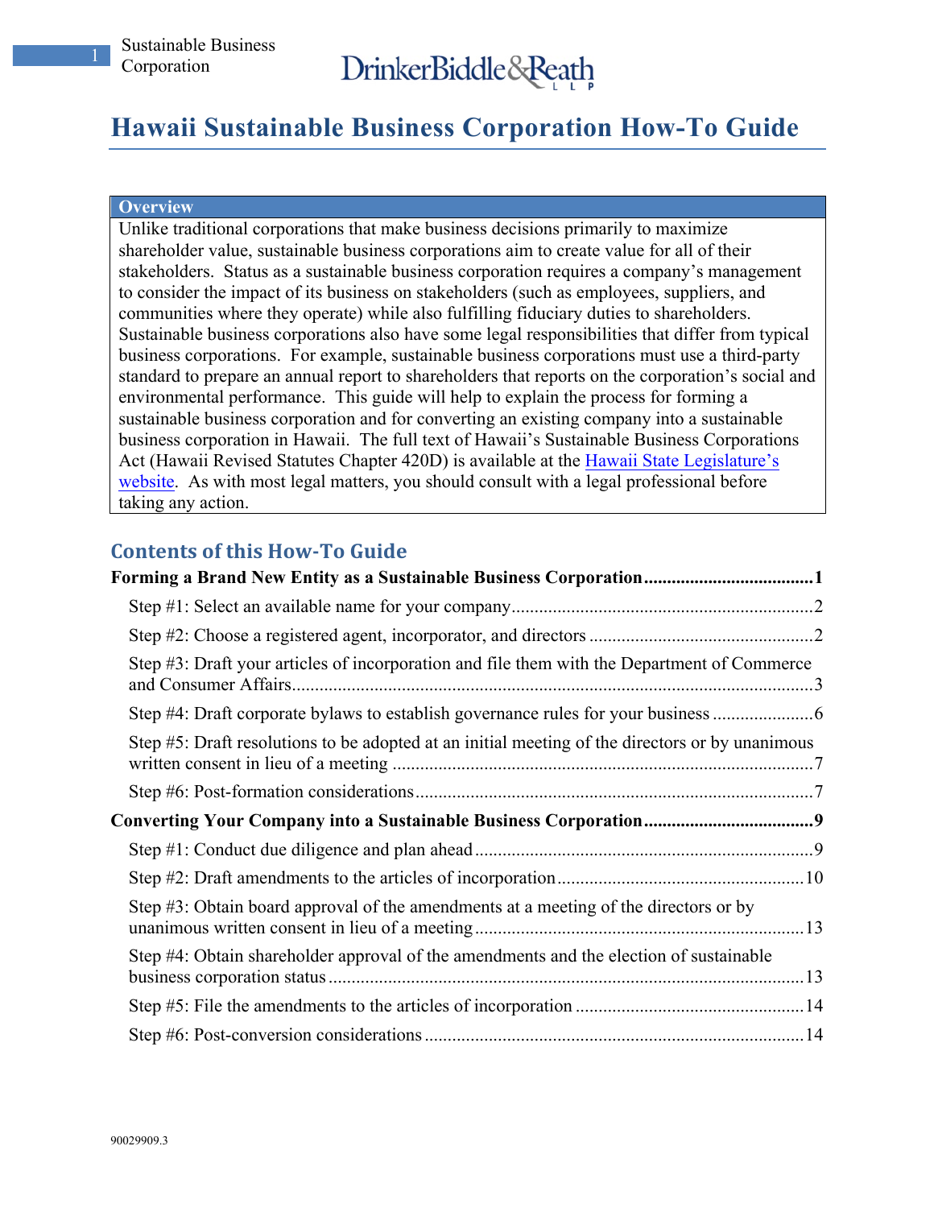# Hawaii Sustainable Business Corporation How-To Guide

## Overview

Unlike traditional corporations that make business decisions primarily to maximize shareholder value, sustainable business corporations aim to create value for all of their stakeholders. Status as a sustainable business corporation requires a company's management to consider the impact of its business on stakeholders (such as employees, suppliers, and communities where they operate) while also fulfilling fiduciary duties to shareholders. Sustainable business corporations also have some legal responsibilities that differ from typical business corporations. For example, sustainable business corporations must use a third-party standard to prepare an annual report to shareholders that reports on the corporation's social and environmental performance. This guide will help to explain the process for forming a sustainable business corporation and for converting an existing company into a sustainable business corporation in Hawaii. The full text of Hawaii's Sustainable Business Corporations Act (Hawaii Revised Statutes Chapter 420D) is available at the Hawaii State Legislature's website. As with most legal matters, you should consult with a legal professional before taking any action.

## Contents of this How-To Guide

**Forming a Brand New Entity as a Sustainable Business Corporation** .... 1

- Step #1: Select an available name for your company .... 2
- Step #2: Choose a registered agent, incorporator, and directors .... 2
- Step #3: Draft your articles of incorporation and file them with the Department of Commerce and Consumer Affairs .... 3
- Step #4: Draft corporate bylaws to establish governance rules for your business .... 6
- Step #5: Draft resolutions to be adopted at an initial meeting of the directors or by unanimous written consent in lieu of a meeting .... 7
- Step #6: Post-formation considerations .... 7

**Converting Your Company into a Sustainable Business Corporation** .... 9

- Step #1: Conduct due diligence and plan ahead .... 9
- Step #2: Draft amendments to the articles of incorporation .... 10
- Step #3: Obtain board approval of the amendments at a meeting of the directors or by unanimous written consent in lieu of a meeting .... 13
- Step #4: Obtain shareholder approval of the amendments and the election of sustainable business corporation status .... 13
- Step #5: File the amendments to the articles of incorporation .... 14
- Step #6: Post-conversion considerations .... 14

90029909.3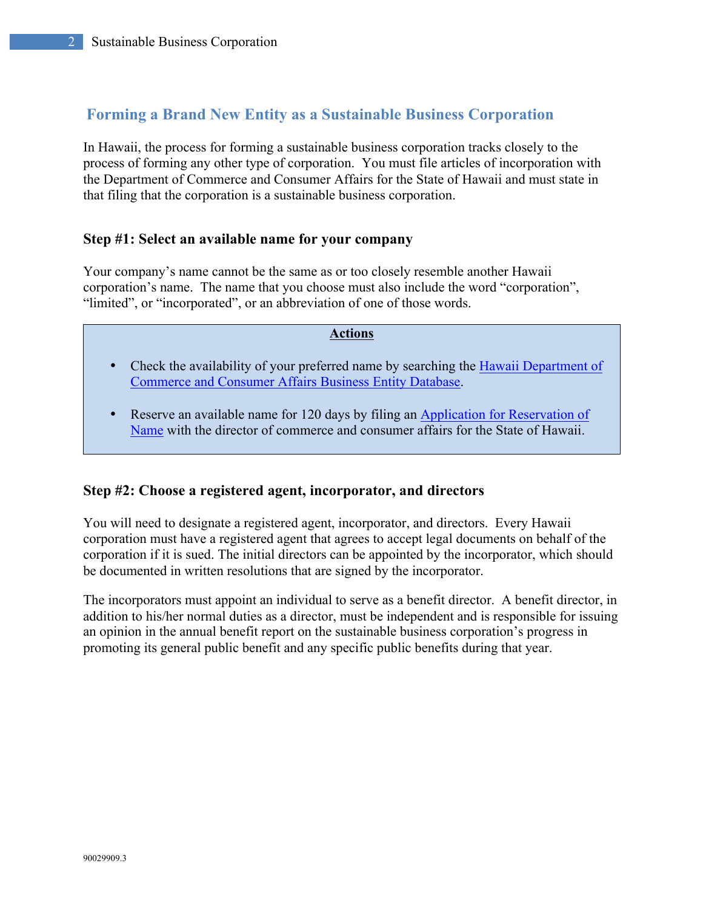## Forming a Brand New Entity as a Sustainable Business Corporation

In Hawaii, the process for forming a sustainable business corporation tracks closely to the process of forming any other type of corporation. You must file articles of incorporation with the Department of Commerce and Consumer Affairs for the State of Hawaii and must state in that filing that the corporation is a sustainable business corporation.

### Step #1: Select an available name for your company

Your company's name cannot be the same as or too closely resemble another Hawaii corporation's name. The name that you choose must also include the word "corporation", "limited", or "incorporated", or an abbreviation of one of those words.

**Actions**

- Check the availability of your preferred name by searching the Hawaii Department of Commerce and Consumer Affairs Business Entity Database.
- Reserve an available name for 120 days by filing an Application for Reservation of Name with the director of commerce and consumer affairs for the State of Hawaii.

### Step #2: Choose a registered agent, incorporator, and directors

You will need to designate a registered agent, incorporator, and directors. Every Hawaii corporation must have a registered agent that agrees to accept legal documents on behalf of the corporation if it is sued. The initial directors can be appointed by the incorporator, which should be documented in written resolutions that are signed by the incorporator.

The incorporators must appoint an individual to serve as a benefit director. A benefit director, in addition to his/her normal duties as a director, must be independent and is responsible for issuing an opinion in the annual benefit report on the sustainable business corporation's progress in promoting its general public benefit and any specific public benefits during that year.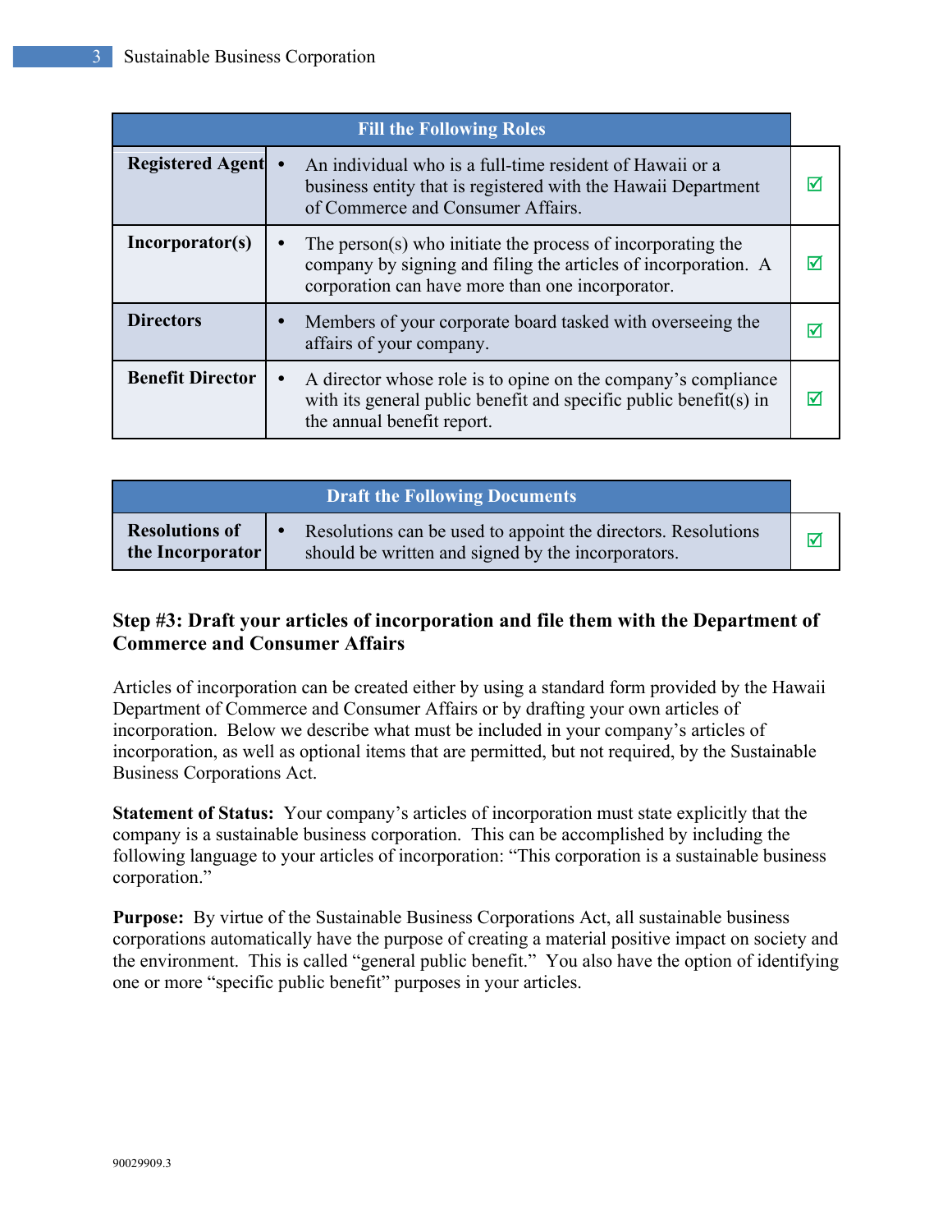| Fill the Following Roles | | |
|---|---|---|
| **Registered Agent** | • An individual who is a full-time resident of Hawaii or a business entity that is registered with the Hawaii Department of Commerce and Consumer Affairs. | ☑ |
| **Incorporator(s)** | • The person(s) who initiate the process of incorporating the company by signing and filing the articles of incorporation. A corporation can have more than one incorporator. | ☑ |
| **Directors** | • Members of your corporate board tasked with overseeing the affairs of your company. | ☑ |
| **Benefit Director** | • A director whose role is to opine on the company's compliance with its general public benefit and specific public benefit(s) in the annual benefit report. | ☑ |

| Draft the Following Documents | | |
|---|---|---|
| **Resolutions of the Incorporator** | • Resolutions can be used to appoint the directors. Resolutions should be written and signed by the incorporators. | ☑ |

### Step #3: Draft your articles of incorporation and file them with the Department of Commerce and Consumer Affairs

Articles of incorporation can be created either by using a standard form provided by the Hawaii Department of Commerce and Consumer Affairs or by drafting your own articles of incorporation. Below we describe what must be included in your company's articles of incorporation, as well as optional items that are permitted, but not required, by the Sustainable Business Corporations Act.

**Statement of Status:** Your company's articles of incorporation must state explicitly that the company is a sustainable business corporation. This can be accomplished by including the following language to your articles of incorporation: "This corporation is a sustainable business corporation."

**Purpose:** By virtue of the Sustainable Business Corporations Act, all sustainable business corporations automatically have the purpose of creating a material positive impact on society and the environment. This is called "general public benefit." You also have the option of identifying one or more "specific public benefit" purposes in your articles.

90029909.3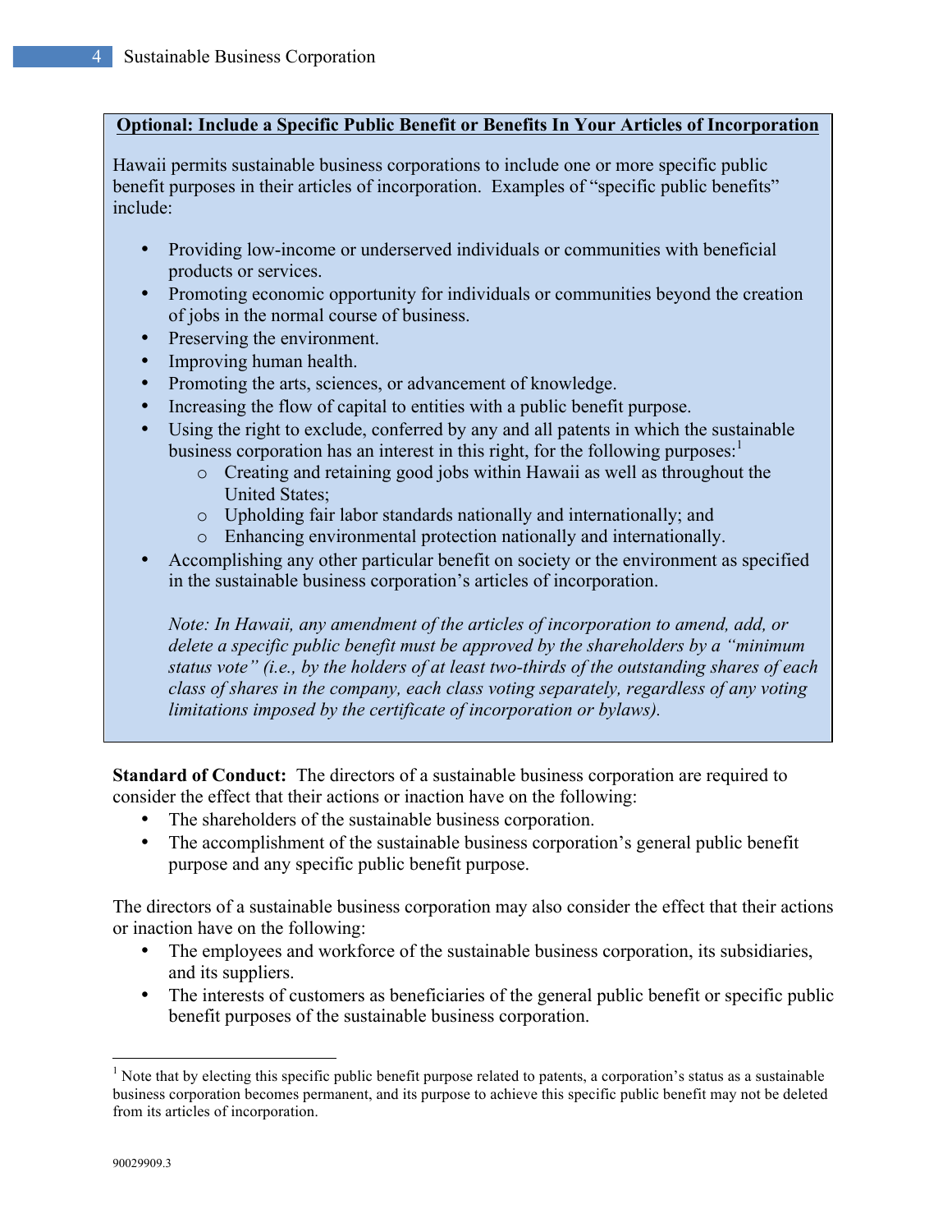**Optional: Include a Specific Public Benefit or Benefits In Your Articles of Incorporation**

Hawaii permits sustainable business corporations to include one or more specific public benefit purposes in their articles of incorporation. Examples of "specific public benefits" include:

- Providing low-income or underserved individuals or communities with beneficial products or services.
- Promoting economic opportunity for individuals or communities beyond the creation of jobs in the normal course of business.
- Preserving the environment.
- Improving human health.
- Promoting the arts, sciences, or advancement of knowledge.
- Increasing the flow of capital to entities with a public benefit purpose.
- Using the right to exclude, conferred by any and all patents in which the sustainable business corporation has an interest in this right, for the following purposes:[1]
  - Creating and retaining good jobs within Hawaii as well as throughout the United States;
  - Upholding fair labor standards nationally and internationally; and
  - Enhancing environmental protection nationally and internationally.
- Accomplishing any other particular benefit on society or the environment as specified in the sustainable business corporation's articles of incorporation.

  *Note: In Hawaii, any amendment of the articles of incorporation to amend, add, or delete a specific public benefit must be approved by the shareholders by a "minimum status vote" (i.e., by the holders of at least two-thirds of the outstanding shares of each class of shares in the company, each class voting separately, regardless of any voting limitations imposed by the certificate of incorporation or bylaws).*

**Standard of Conduct:** The directors of a sustainable business corporation are required to consider the effect that their actions or inaction have on the following:

- The shareholders of the sustainable business corporation.
- The accomplishment of the sustainable business corporation's general public benefit purpose and any specific public benefit purpose.

The directors of a sustainable business corporation may also consider the effect that their actions or inaction have on the following:

- The employees and workforce of the sustainable business corporation, its subsidiaries, and its suppliers.
- The interests of customers as beneficiaries of the general public benefit or specific public benefit purposes of the sustainable business corporation.

[1] Note that by electing this specific public benefit purpose related to patents, a corporation's status as a sustainable business corporation becomes permanent, and its purpose to achieve this specific public benefit may not be deleted from its articles of incorporation.

90029909.3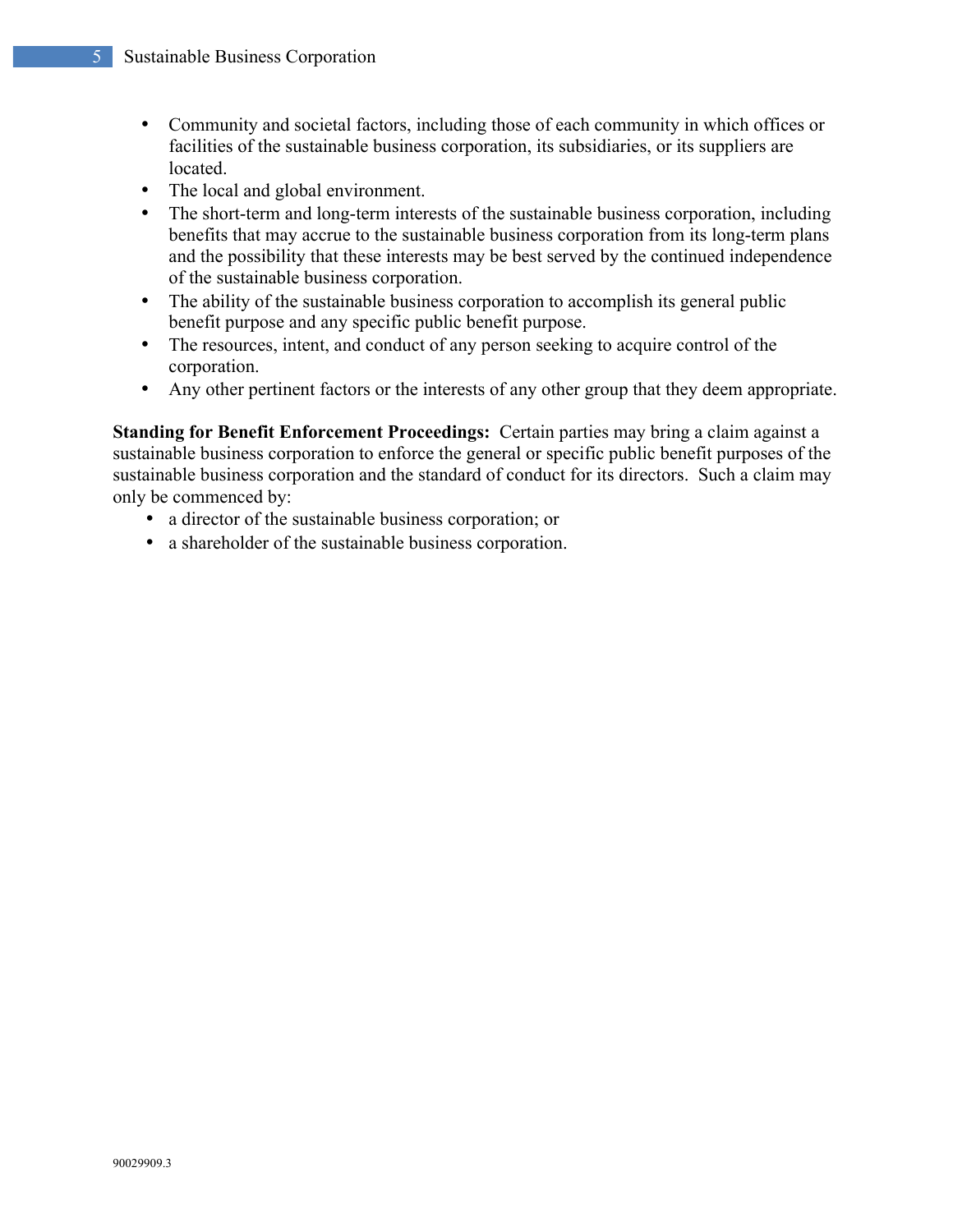- Community and societal factors, including those of each community in which offices or facilities of the sustainable business corporation, its subsidiaries, or its suppliers are located.
- The local and global environment.
- The short-term and long-term interests of the sustainable business corporation, including benefits that may accrue to the sustainable business corporation from its long-term plans and the possibility that these interests may be best served by the continued independence of the sustainable business corporation.
- The ability of the sustainable business corporation to accomplish its general public benefit purpose and any specific public benefit purpose.
- The resources, intent, and conduct of any person seeking to acquire control of the corporation.
- Any other pertinent factors or the interests of any other group that they deem appropriate.

**Standing for Benefit Enforcement Proceedings:** Certain parties may bring a claim against a sustainable business corporation to enforce the general or specific public benefit purposes of the sustainable business corporation and the standard of conduct for its directors. Such a claim may only be commenced by:

- a director of the sustainable business corporation; or
- a shareholder of the sustainable business corporation.

90029909.3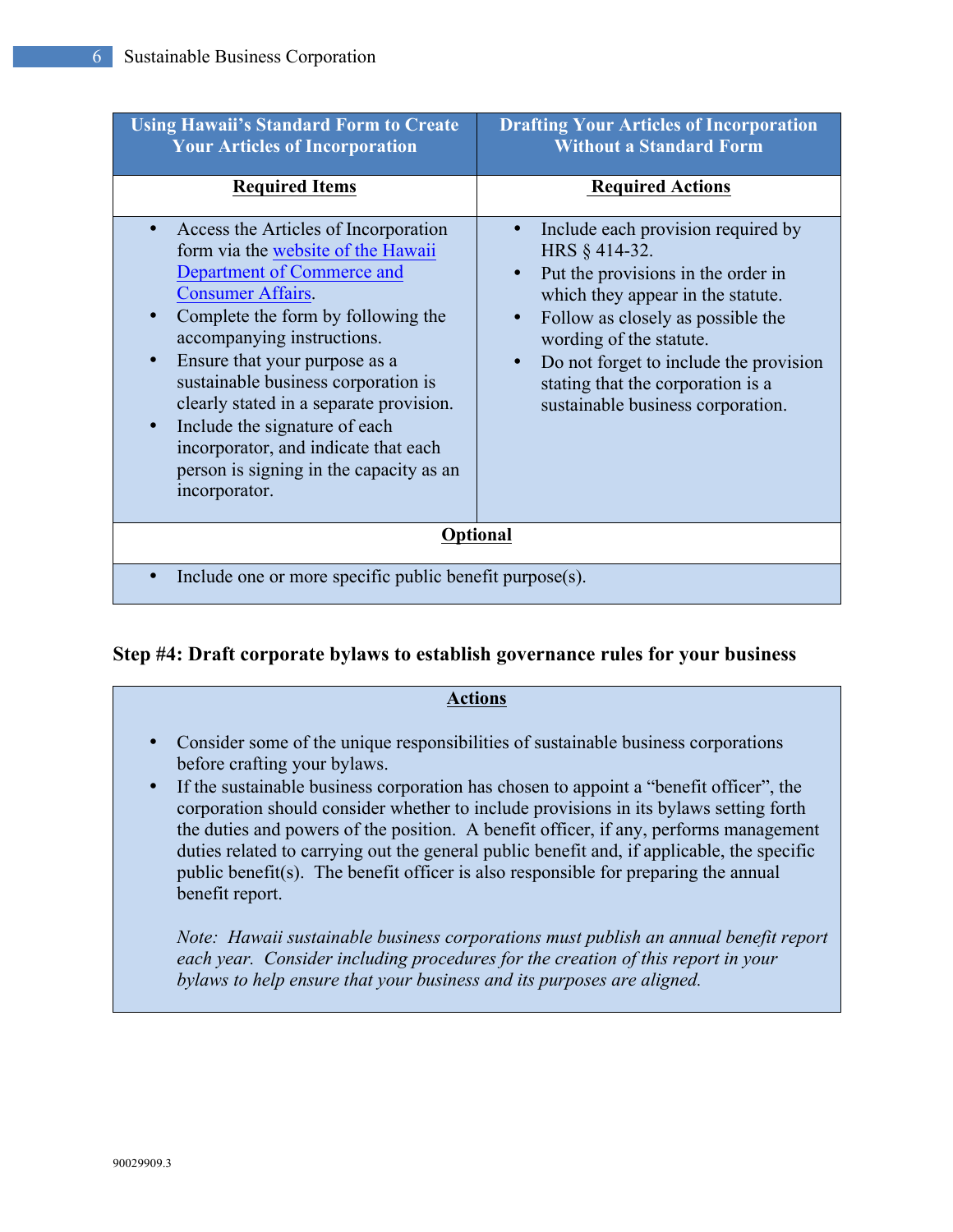| Using Hawaii's Standard Form to Create Your Articles of Incorporation | Drafting Your Articles of Incorporation Without a Standard Form |
| --- | --- |
| **Required Items** | **Required Actions** |
| • Access the Articles of Incorporation form via the website of the Hawaii Department of Commerce and Consumer Affairs.<br>• Complete the form by following the accompanying instructions.<br>• Ensure that your purpose as a sustainable business corporation is clearly stated in a separate provision.<br>• Include the signature of each incorporator, and indicate that each person is signing in the capacity as an incorporator. | • Include each provision required by HRS § 414-32.<br>• Put the provisions in the order in which they appear in the statute.<br>• Follow as closely as possible the wording of the statute.<br>• Do not forget to include the provision stating that the corporation is a sustainable business corporation. |
| **Optional** | |
| • Include one or more specific public benefit purpose(s). | |

### Step #4: Draft corporate bylaws to establish governance rules for your business

**Actions**

- Consider some of the unique responsibilities of sustainable business corporations before crafting your bylaws.
- If the sustainable business corporation has chosen to appoint a "benefit officer", the corporation should consider whether to include provisions in its bylaws setting forth the duties and powers of the position. A benefit officer, if any, performs management duties related to carrying out the general public benefit and, if applicable, the specific public benefit(s). The benefit officer is also responsible for preparing the annual benefit report.

  *Note: Hawaii sustainable business corporations must publish an annual benefit report each year. Consider including procedures for the creation of this report in your bylaws to help ensure that your business and its purposes are aligned.*

90029909.3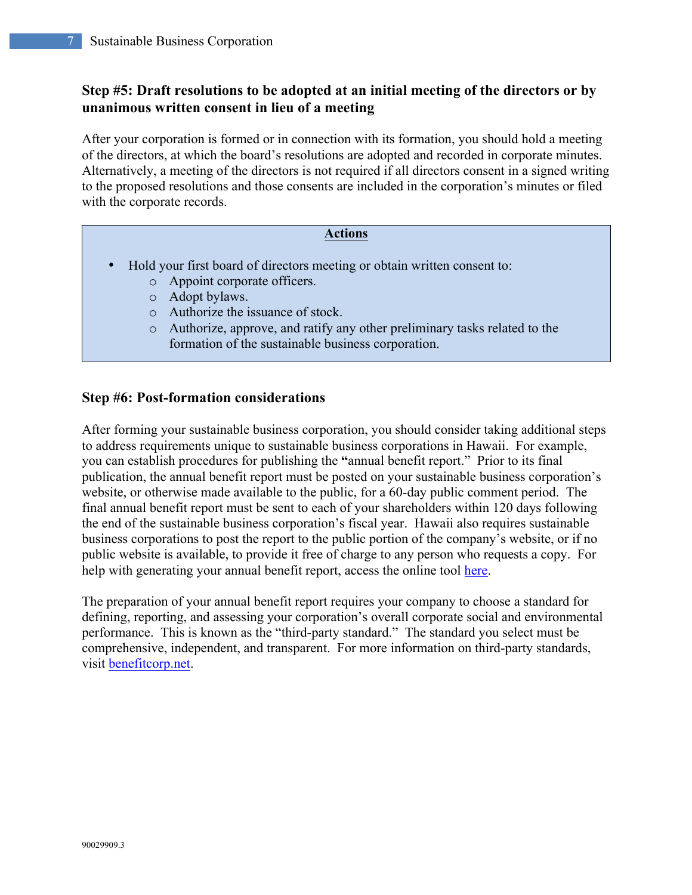### Step #5: Draft resolutions to be adopted at an initial meeting of the directors or by unanimous written consent in lieu of a meeting

After your corporation is formed or in connection with its formation, you should hold a meeting of the directors, at which the board's resolutions are adopted and recorded in corporate minutes. Alternatively, a meeting of the directors is not required if all directors consent in a signed writing to the proposed resolutions and those consents are included in the corporation's minutes or filed with the corporate records.

**Actions**

- Hold your first board of directors meeting or obtain written consent to:
  - Appoint corporate officers.
  - Adopt bylaws.
  - Authorize the issuance of stock.
  - Authorize, approve, and ratify any other preliminary tasks related to the formation of the sustainable business corporation.

### Step #6: Post-formation considerations

After forming your sustainable business corporation, you should consider taking additional steps to address requirements unique to sustainable business corporations in Hawaii. For example, you can establish procedures for publishing the "annual benefit report." Prior to its final publication, the annual benefit report must be posted on your sustainable business corporation's website, or otherwise made available to the public, for a 60-day public comment period. The final annual benefit report must be sent to each of your shareholders within 120 days following the end of the sustainable business corporation's fiscal year. Hawaii also requires sustainable business corporations to post the report to the public portion of the company's website, or if no public website is available, to provide it free of charge to any person who requests a copy. For help with generating your annual benefit report, access the online tool here.

The preparation of your annual benefit report requires your company to choose a standard for defining, reporting, and assessing your corporation's overall corporate social and environmental performance. This is known as the "third-party standard." The standard you select must be comprehensive, independent, and transparent. For more information on third-party standards, visit benefitcorp.net.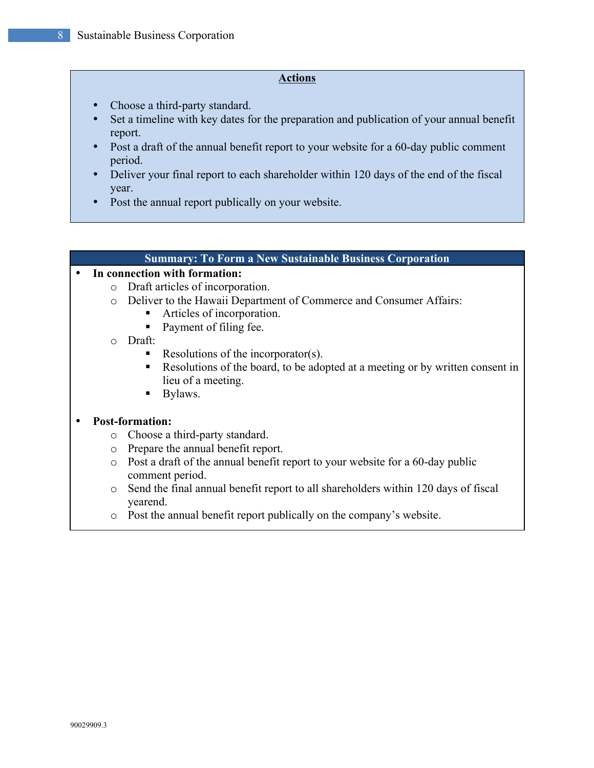**Actions**

- Choose a third-party standard.
- Set a timeline with key dates for the preparation and publication of your annual benefit report.
- Post a draft of the annual benefit report to your website for a 60-day public comment period.
- Deliver your final report to each shareholder within 120 days of the end of the fiscal year.
- Post the annual report publically on your website.

**Summary: To Form a New Sustainable Business Corporation**

- **In connection with formation:**
  - Draft articles of incorporation.
  - Deliver to the Hawaii Department of Commerce and Consumer Affairs:
    - Articles of incorporation.
    - Payment of filing fee.
  - Draft:
    - Resolutions of the incorporator(s).
    - Resolutions of the board, to be adopted at a meeting or by written consent in lieu of a meeting.
    - Bylaws.

- **Post-formation:**
  - Choose a third-party standard.
  - Prepare the annual benefit report.
  - Post a draft of the annual benefit report to your website for a 60-day public comment period.
  - Send the final annual benefit report to all shareholders within 120 days of fiscal yearend.
  - Post the annual benefit report publically on the company's website.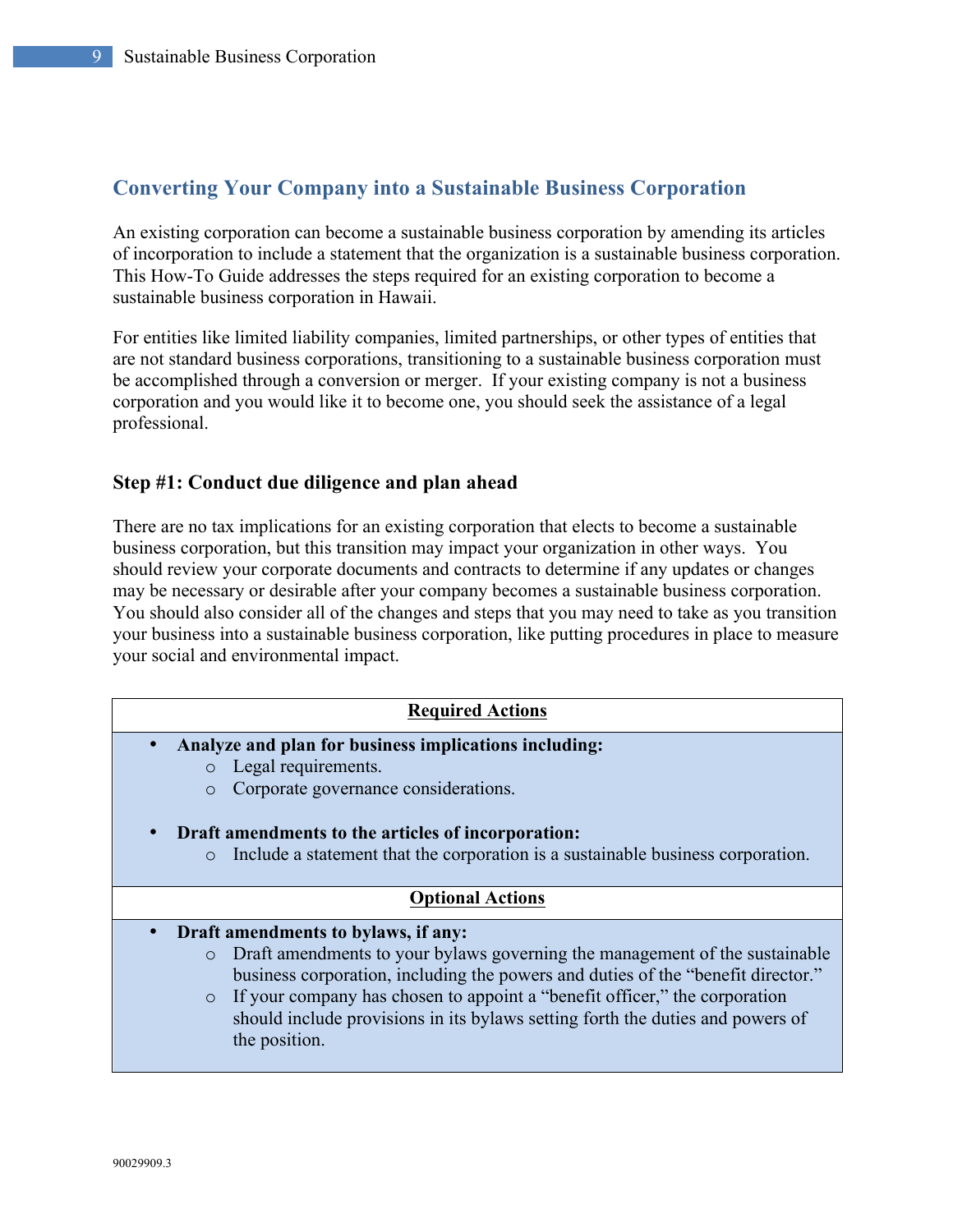## Converting Your Company into a Sustainable Business Corporation

An existing corporation can become a sustainable business corporation by amending its articles of incorporation to include a statement that the organization is a sustainable business corporation. This How-To Guide addresses the steps required for an existing corporation to become a sustainable business corporation in Hawaii.

For entities like limited liability companies, limited partnerships, or other types of entities that are not standard business corporations, transitioning to a sustainable business corporation must be accomplished through a conversion or merger. If your existing company is not a business corporation and you would like it to become one, you should seek the assistance of a legal professional.

### Step #1: Conduct due diligence and plan ahead

There are no tax implications for an existing corporation that elects to become a sustainable business corporation, but this transition may impact your organization in other ways. You should review your corporate documents and contracts to determine if any updates or changes may be necessary or desirable after your company becomes a sustainable business corporation. You should also consider all of the changes and steps that you may need to take as you transition your business into a sustainable business corporation, like putting procedures in place to measure your social and environmental impact.

**Required Actions**

- **Analyze and plan for business implications including:**
  - Legal requirements.
  - Corporate governance considerations.
- **Draft amendments to the articles of incorporation:**
  - Include a statement that the corporation is a sustainable business corporation.

**Optional Actions**

- **Draft amendments to bylaws, if any:**
  - Draft amendments to your bylaws governing the management of the sustainable business corporation, including the powers and duties of the "benefit director."
  - If your company has chosen to appoint a "benefit officer," the corporation should include provisions in its bylaws setting forth the duties and powers of the position.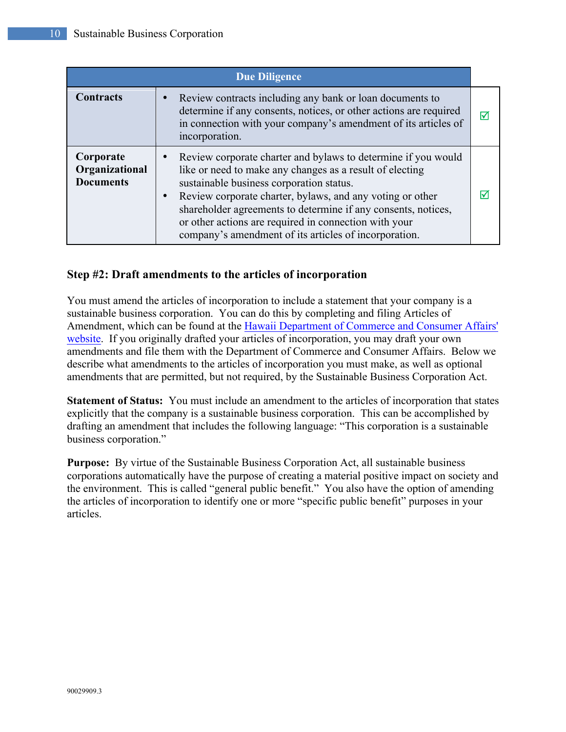| Due Diligence | | |
|---|---|---|
| **Contracts** | • Review contracts including any bank or loan documents to determine if any consents, notices, or other actions are required in connection with your company's amendment of its articles of incorporation. | ☑ |
| **Corporate Organizational Documents** | • Review corporate charter and bylaws to determine if you would like or need to make any changes as a result of electing sustainable business corporation status.<br>• Review corporate charter, bylaws, and any voting or other shareholder agreements to determine if any consents, notices, or other actions are required in connection with your company's amendment of its articles of incorporation. | ☑ |

### Step #2: Draft amendments to the articles of incorporation

You must amend the articles of incorporation to include a statement that your company is a sustainable business corporation. You can do this by completing and filing Articles of Amendment, which can be found at the Hawaii Department of Commerce and Consumer Affairs' website. If you originally drafted your articles of incorporation, you may draft your own amendments and file them with the Department of Commerce and Consumer Affairs. Below we describe what amendments to the articles of incorporation you must make, as well as optional amendments that are permitted, but not required, by the Sustainable Business Corporation Act.

**Statement of Status:** You must include an amendment to the articles of incorporation that states explicitly that the company is a sustainable business corporation. This can be accomplished by drafting an amendment that includes the following language: "This corporation is a sustainable business corporation."

**Purpose:** By virtue of the Sustainable Business Corporation Act, all sustainable business corporations automatically have the purpose of creating a material positive impact on society and the environment. This is called "general public benefit." You also have the option of amending the articles of incorporation to identify one or more "specific public benefit" purposes in your articles.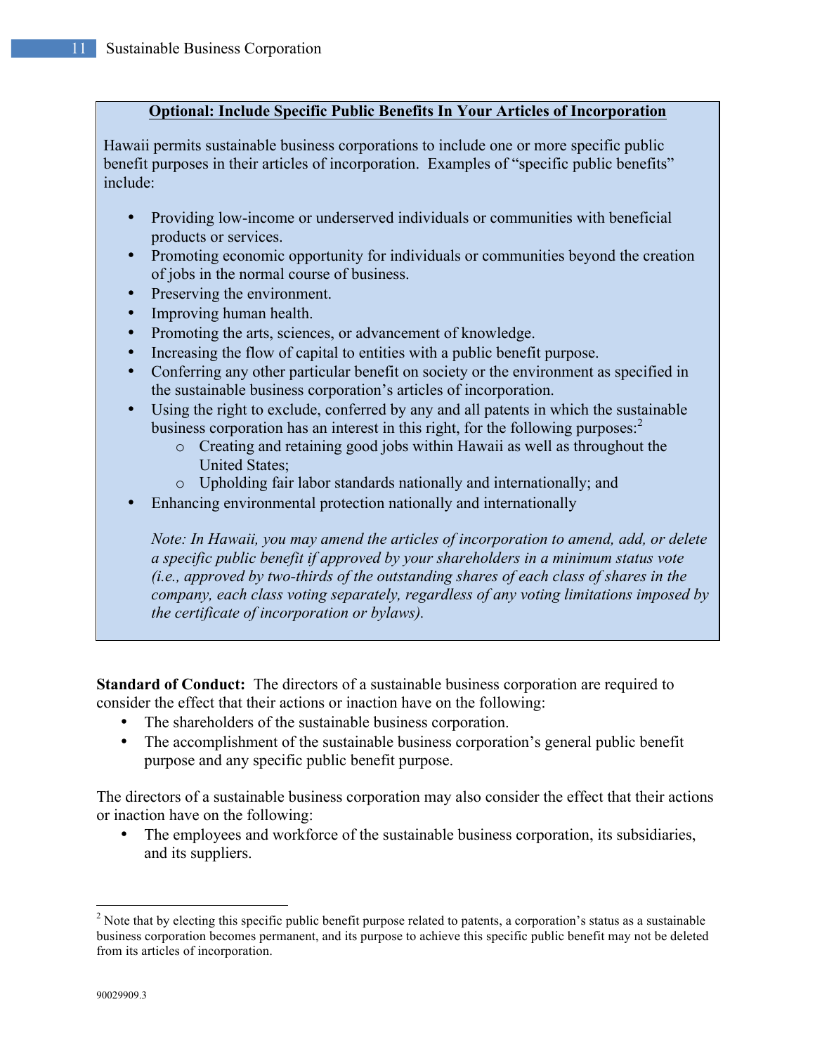**Optional: Include Specific Public Benefits In Your Articles of Incorporation**

Hawaii permits sustainable business corporations to include one or more specific public benefit purposes in their articles of incorporation. Examples of "specific public benefits" include:

- Providing low-income or underserved individuals or communities with beneficial products or services.
- Promoting economic opportunity for individuals or communities beyond the creation of jobs in the normal course of business.
- Preserving the environment.
- Improving human health.
- Promoting the arts, sciences, or advancement of knowledge.
- Increasing the flow of capital to entities with a public benefit purpose.
- Conferring any other particular benefit on society or the environment as specified in the sustainable business corporation's articles of incorporation.
- Using the right to exclude, conferred by any and all patents in which the sustainable business corporation has an interest in this right, for the following purposes:[2]
  - Creating and retaining good jobs within Hawaii as well as throughout the United States;
  - Upholding fair labor standards nationally and internationally; and
- Enhancing environmental protection nationally and internationally

  *Note: In Hawaii, you may amend the articles of incorporation to amend, add, or delete a specific public benefit if approved by your shareholders in a minimum status vote (i.e., approved by two-thirds of the outstanding shares of each class of shares in the company, each class voting separately, regardless of any voting limitations imposed by the certificate of incorporation or bylaws).*

**Standard of Conduct:** The directors of a sustainable business corporation are required to consider the effect that their actions or inaction have on the following:

- The shareholders of the sustainable business corporation.
- The accomplishment of the sustainable business corporation's general public benefit purpose and any specific public benefit purpose.

The directors of a sustainable business corporation may also consider the effect that their actions or inaction have on the following:

- The employees and workforce of the sustainable business corporation, its subsidiaries, and its suppliers.

[2] Note that by electing this specific public benefit purpose related to patents, a corporation's status as a sustainable business corporation becomes permanent, and its purpose to achieve this specific public benefit may not be deleted from its articles of incorporation.

90029909.3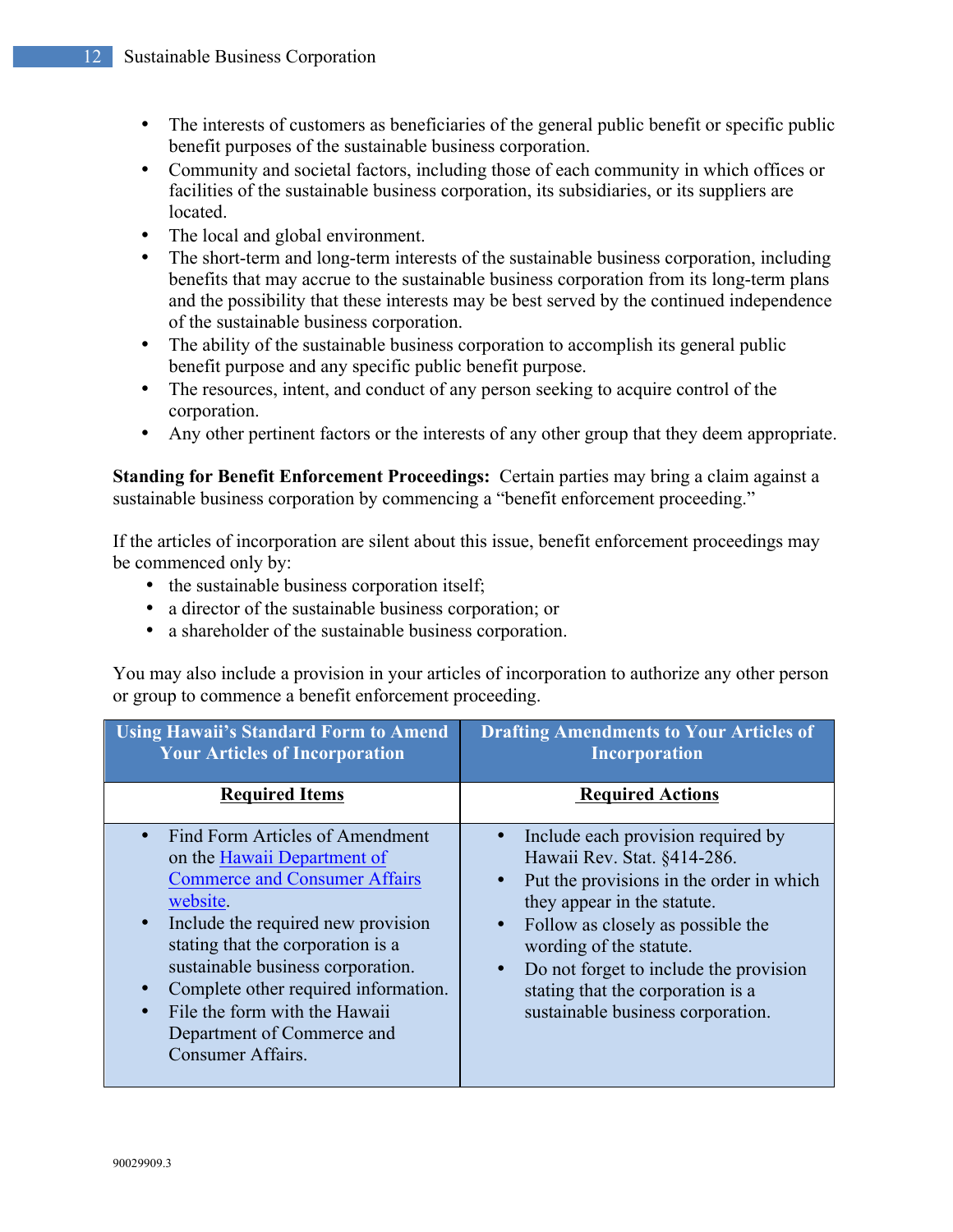- The interests of customers as beneficiaries of the general public benefit or specific public benefit purposes of the sustainable business corporation.
- Community and societal factors, including those of each community in which offices or facilities of the sustainable business corporation, its subsidiaries, or its suppliers are located.
- The local and global environment.
- The short-term and long-term interests of the sustainable business corporation, including benefits that may accrue to the sustainable business corporation from its long-term plans and the possibility that these interests may be best served by the continued independence of the sustainable business corporation.
- The ability of the sustainable business corporation to accomplish its general public benefit purpose and any specific public benefit purpose.
- The resources, intent, and conduct of any person seeking to acquire control of the corporation.
- Any other pertinent factors or the interests of any other group that they deem appropriate.

**Standing for Benefit Enforcement Proceedings:** Certain parties may bring a claim against a sustainable business corporation by commencing a "benefit enforcement proceeding."

If the articles of incorporation are silent about this issue, benefit enforcement proceedings may be commenced only by:

- the sustainable business corporation itself;
- a director of the sustainable business corporation; or
- a shareholder of the sustainable business corporation.

You may also include a provision in your articles of incorporation to authorize any other person or group to commence a benefit enforcement proceeding.

| Using Hawaii's Standard Form to Amend Your Articles of Incorporation | Drafting Amendments to Your Articles of Incorporation |
|---|---|
| **Required Items** | **Required Actions** |
| • Find Form Articles of Amendment on the Hawaii Department of Commerce and Consumer Affairs website.<br>• Include the required new provision stating that the corporation is a sustainable business corporation.<br>• Complete other required information.<br>• File the form with the Hawaii Department of Commerce and Consumer Affairs. | • Include each provision required by Hawaii Rev. Stat. §414-286.<br>• Put the provisions in the order in which they appear in the statute.<br>• Follow as closely as possible the wording of the statute.<br>• Do not forget to include the provision stating that the corporation is a sustainable business corporation. |

90029909.3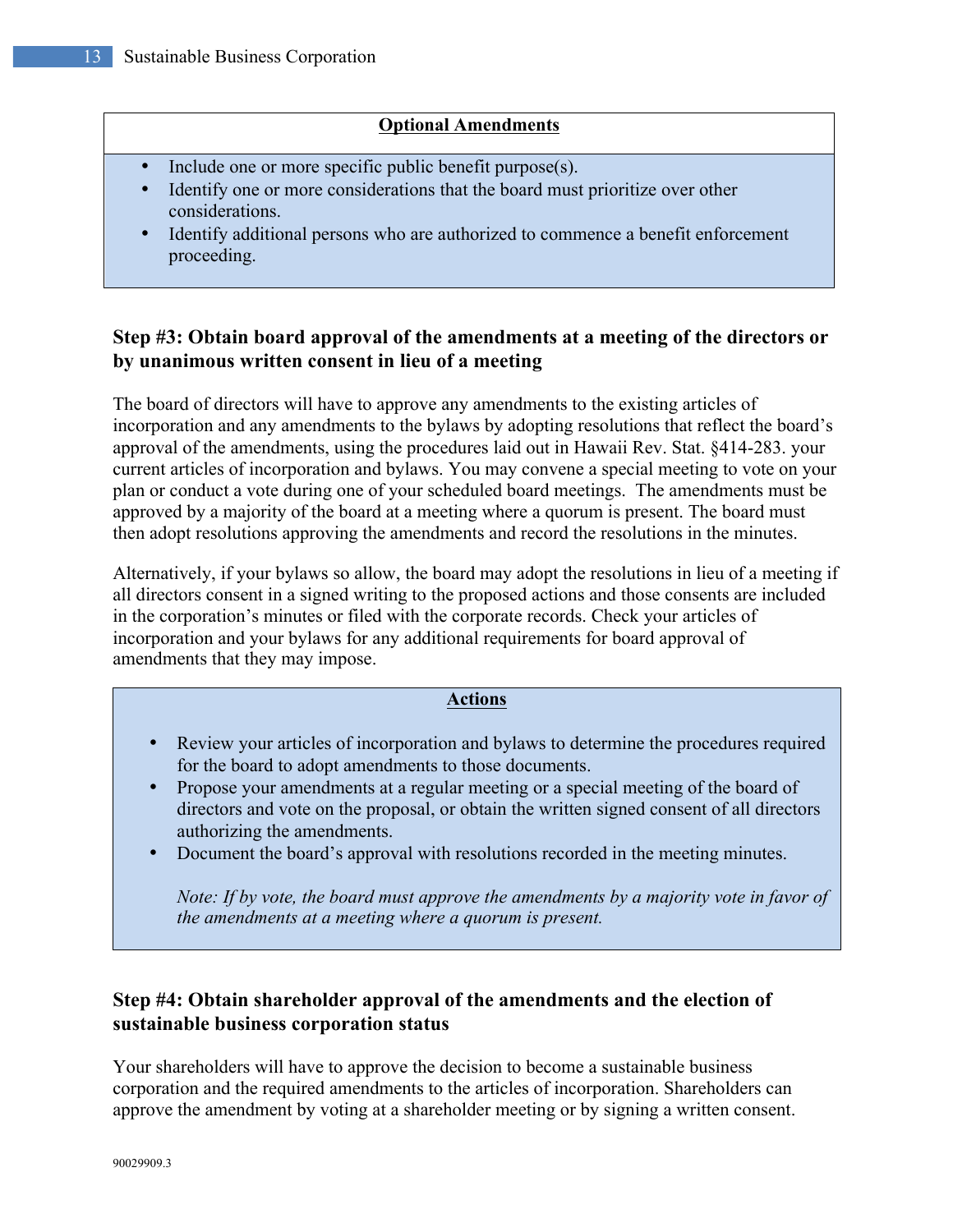**Optional Amendments**

- Include one or more specific public benefit purpose(s).
- Identify one or more considerations that the board must prioritize over other considerations.
- Identify additional persons who are authorized to commence a benefit enforcement proceeding.

### Step #3: Obtain board approval of the amendments at a meeting of the directors or by unanimous written consent in lieu of a meeting

The board of directors will have to approve any amendments to the existing articles of incorporation and any amendments to the bylaws by adopting resolutions that reflect the board's approval of the amendments, using the procedures laid out in Hawaii Rev. Stat. §414-283. your current articles of incorporation and bylaws. You may convene a special meeting to vote on your plan or conduct a vote during one of your scheduled board meetings. The amendments must be approved by a majority of the board at a meeting where a quorum is present. The board must then adopt resolutions approving the amendments and record the resolutions in the minutes.

Alternatively, if your bylaws so allow, the board may adopt the resolutions in lieu of a meeting if all directors consent in a signed writing to the proposed actions and those consents are included in the corporation's minutes or filed with the corporate records. Check your articles of incorporation and your bylaws for any additional requirements for board approval of amendments that they may impose.

**Actions**

- Review your articles of incorporation and bylaws to determine the procedures required for the board to adopt amendments to those documents.
- Propose your amendments at a regular meeting or a special meeting of the board of directors and vote on the proposal, or obtain the written signed consent of all directors authorizing the amendments.
- Document the board's approval with resolutions recorded in the meeting minutes.

  *Note: If by vote, the board must approve the amendments by a majority vote in favor of the amendments at a meeting where a quorum is present.*

### Step #4: Obtain shareholder approval of the amendments and the election of sustainable business corporation status

Your shareholders will have to approve the decision to become a sustainable business corporation and the required amendments to the articles of incorporation. Shareholders can approve the amendment by voting at a shareholder meeting or by signing a written consent.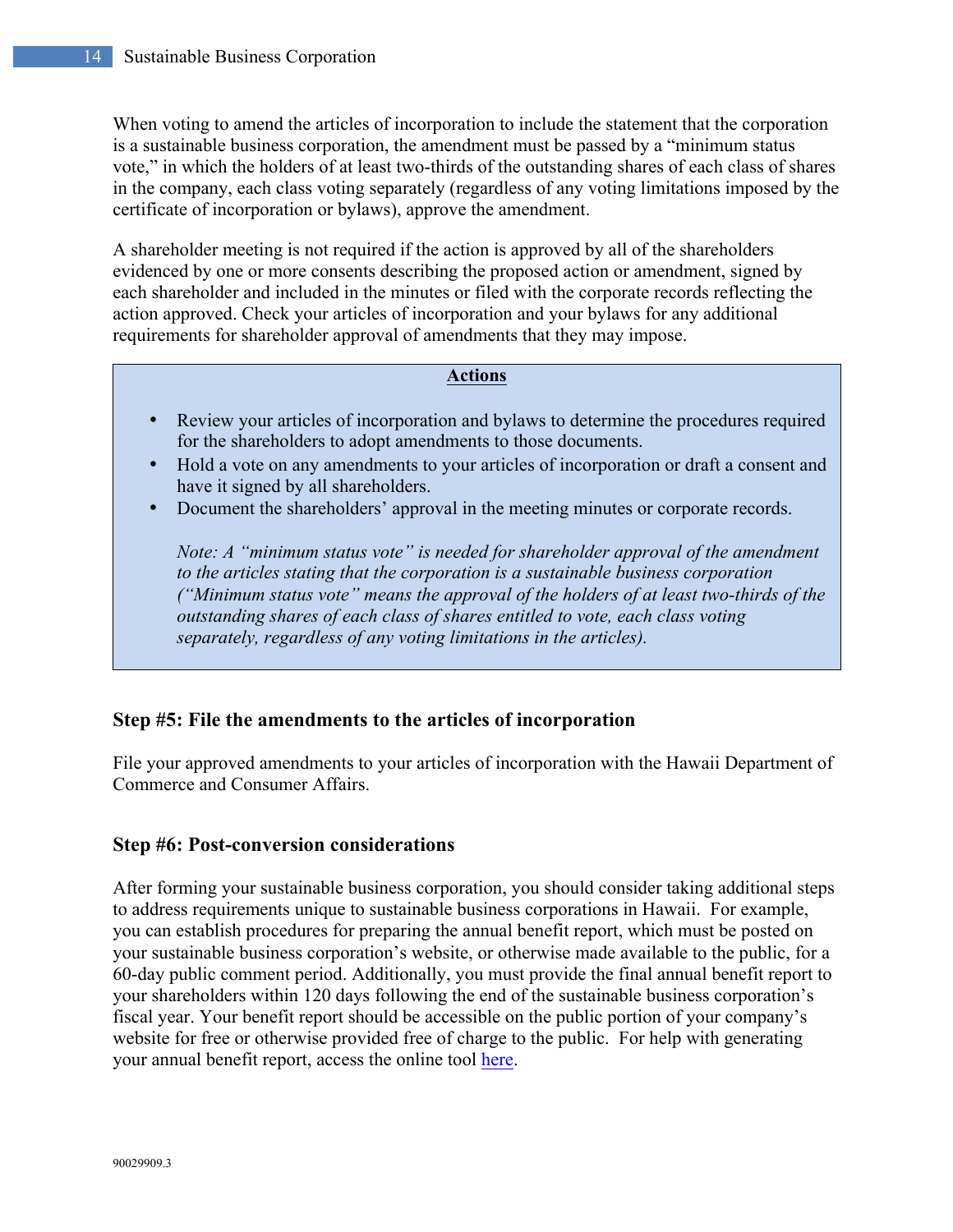When voting to amend the articles of incorporation to include the statement that the corporation is a sustainable business corporation, the amendment must be passed by a "minimum status vote," in which the holders of at least two-thirds of the outstanding shares of each class of shares in the company, each class voting separately (regardless of any voting limitations imposed by the certificate of incorporation or bylaws), approve the amendment.

A shareholder meeting is not required if the action is approved by all of the shareholders evidenced by one or more consents describing the proposed action or amendment, signed by each shareholder and included in the minutes or filed with the corporate records reflecting the action approved. Check your articles of incorporation and your bylaws for any additional requirements for shareholder approval of amendments that they may impose.

**Actions**

- Review your articles of incorporation and bylaws to determine the procedures required for the shareholders to adopt amendments to those documents.
- Hold a vote on any amendments to your articles of incorporation or draft a consent and have it signed by all shareholders.
- Document the shareholders' approval in the meeting minutes or corporate records.

*Note: A "minimum status vote" is needed for shareholder approval of the amendment to the articles stating that the corporation is a sustainable business corporation ("Minimum status vote" means the approval of the holders of at least two-thirds of the outstanding shares of each class of shares entitled to vote, each class voting separately, regardless of any voting limitations in the articles).*

### Step #5: File the amendments to the articles of incorporation

File your approved amendments to your articles of incorporation with the Hawaii Department of Commerce and Consumer Affairs.

### Step #6: Post-conversion considerations

After forming your sustainable business corporation, you should consider taking additional steps to address requirements unique to sustainable business corporations in Hawaii. For example, you can establish procedures for preparing the annual benefit report, which must be posted on your sustainable business corporation's website, or otherwise made available to the public, for a 60-day public comment period. Additionally, you must provide the final annual benefit report to your shareholders within 120 days following the end of the sustainable business corporation's fiscal year. Your benefit report should be accessible on the public portion of your company's website for free or otherwise provided free of charge to the public. For help with generating your annual benefit report, access the online tool here.

90029909.3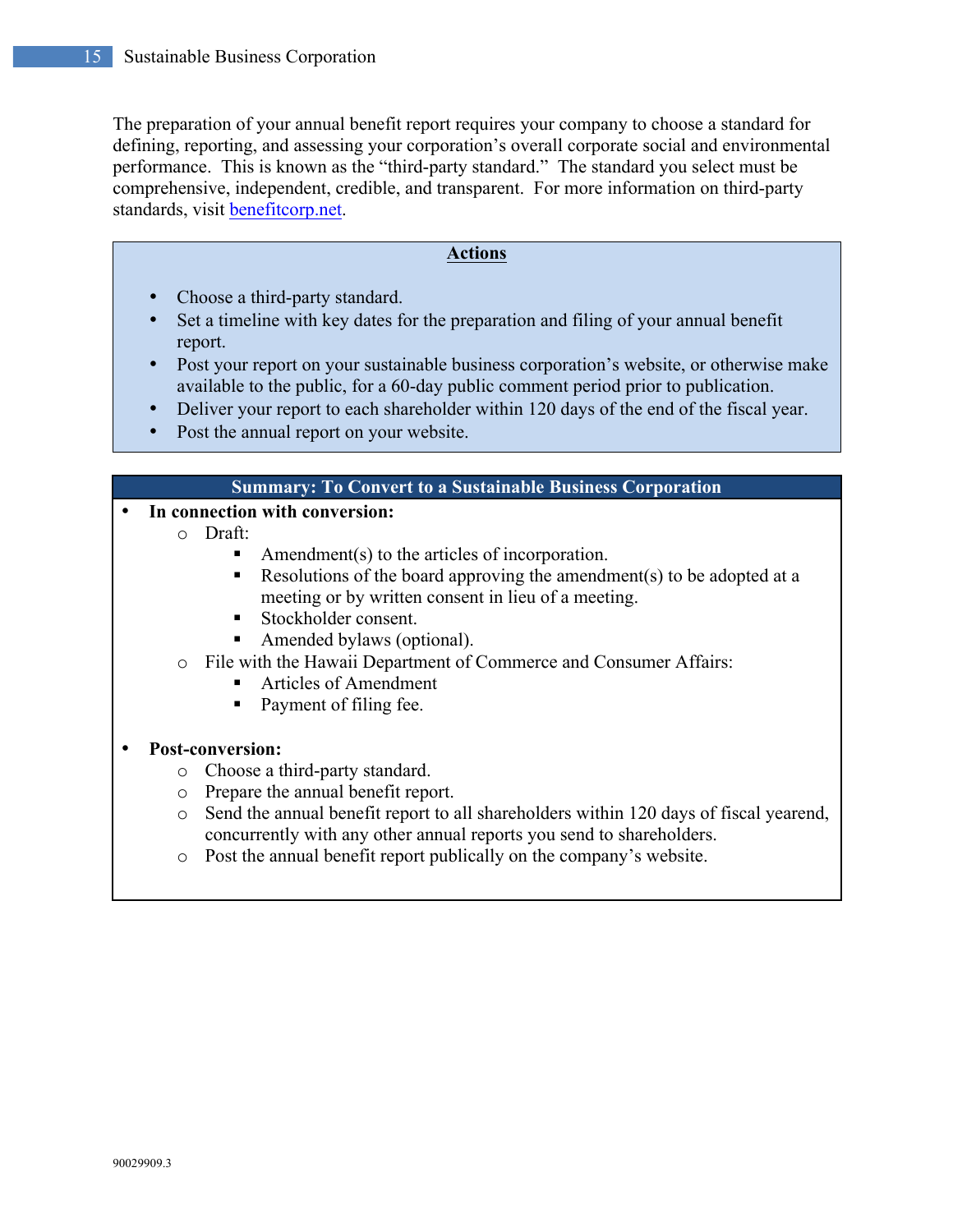The preparation of your annual benefit report requires your company to choose a standard for defining, reporting, and assessing your corporation's overall corporate social and environmental performance. This is known as the "third-party standard." The standard you select must be comprehensive, independent, credible, and transparent. For more information on third-party standards, visit [benefitcorp.net](http://benefitcorp.net).

**Actions**

- Choose a third-party standard.
- Set a timeline with key dates for the preparation and filing of your annual benefit report.
- Post your report on your sustainable business corporation's website, or otherwise make available to the public, for a 60-day public comment period prior to publication.
- Deliver your report to each shareholder within 120 days of the end of the fiscal year.
- Post the annual report on your website.

**Summary: To Convert to a Sustainable Business Corporation**

- **In connection with conversion:**
  - Draft:
    - Amendment(s) to the articles of incorporation.
    - Resolutions of the board approving the amendment(s) to be adopted at a meeting or by written consent in lieu of a meeting.
    - Stockholder consent.
    - Amended bylaws (optional).
  - File with the Hawaii Department of Commerce and Consumer Affairs:
    - Articles of Amendment
    - Payment of filing fee.

- **Post-conversion:**
  - Choose a third-party standard.
  - Prepare the annual benefit report.
  - Send the annual benefit report to all shareholders within 120 days of fiscal yearend, concurrently with any other annual reports you send to shareholders.
  - Post the annual benefit report publically on the company's website.

90029909.3